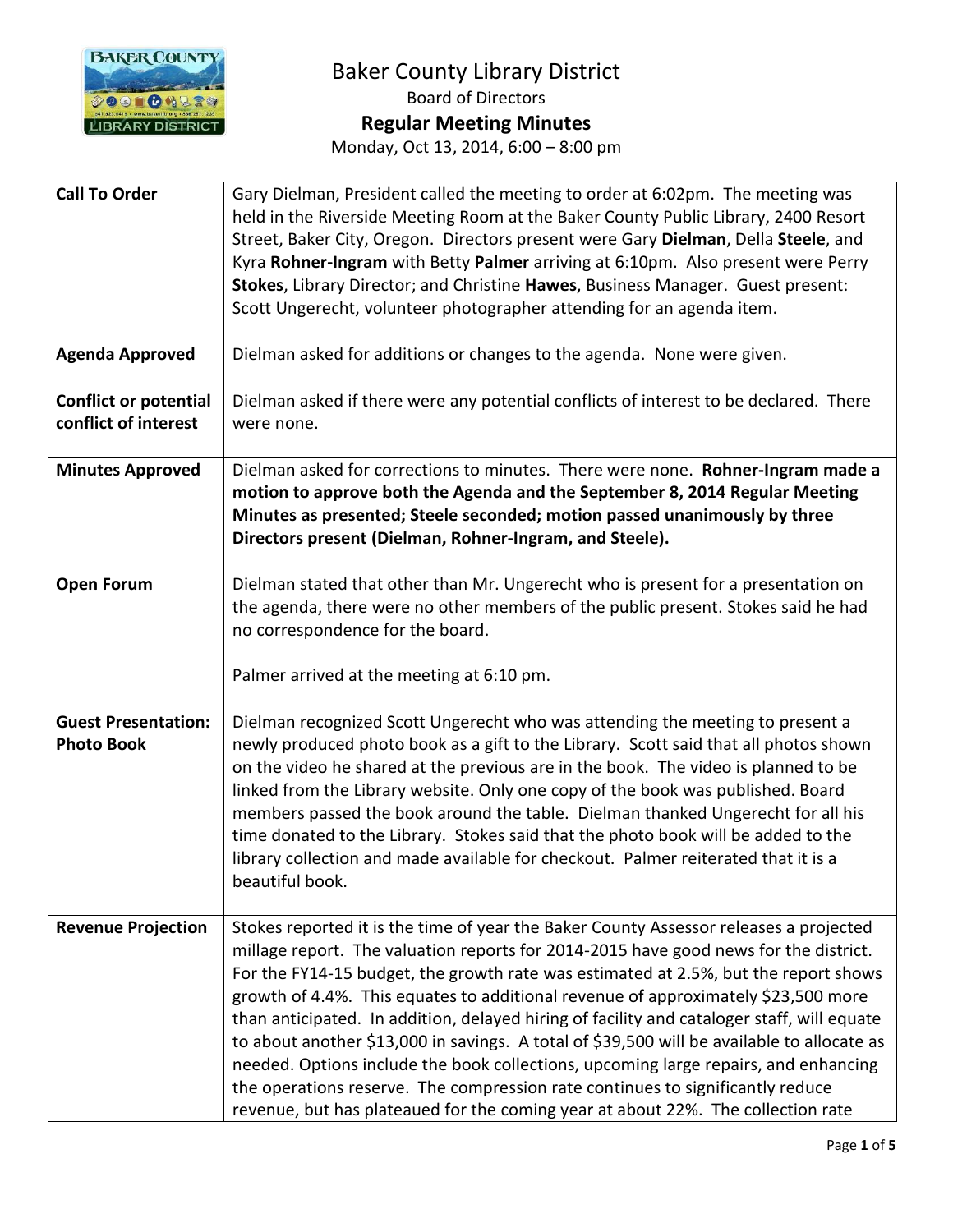# Baker County Library District

Board of Directors

## Regular Meeting Minutes

Monday, Oct 13, 2014, 6:00 – 8:00 pm

| | |
|---|---|
| **Call To Order** | Gary Dielman, President called the meeting to order at 6:02pm. The meeting was held in the Riverside Meeting Room at the Baker County Public Library, 2400 Resort Street, Baker City, Oregon. Directors present were Gary **Dielman**, Della **Steele**, and Kyra **Rohner-Ingram** with Betty **Palmer** arriving at 6:10pm. Also present were Perry **Stokes**, Library Director; and Christine **Hawes**, Business Manager. Guest present: Scott Ungerecht, volunteer photographer attending for an agenda item. |
| **Agenda Approved** | Dielman asked for additions or changes to the agenda. None were given. |
| **Conflict or potential conflict of interest** | Dielman asked if there were any potential conflicts of interest to be declared. There were none. |
| **Minutes Approved** | Dielman asked for corrections to minutes. There were none. **Rohner-Ingram made a motion to approve both the Agenda and the September 8, 2014 Regular Meeting Minutes as presented; Steele seconded; motion passed unanimously by three Directors present (Dielman, Rohner-Ingram, and Steele).** |
| **Open Forum** | Dielman stated that other than Mr. Ungerecht who is present for a presentation on the agenda, there were no other members of the public present. Stokes said he had no correspondence for the board.<br><br>Palmer arrived at the meeting at 6:10 pm. |
| **Guest Presentation: Photo Book** | Dielman recognized Scott Ungerecht who was attending the meeting to present a newly produced photo book as a gift to the Library. Scott said that all photos shown on the video he shared at the previous are in the book. The video is planned to be linked from the Library website. Only one copy of the book was published. Board members passed the book around the table. Dielman thanked Ungerecht for all his time donated to the Library. Stokes said that the photo book will be added to the library collection and made available for checkout. Palmer reiterated that it is a beautiful book. |
| **Revenue Projection** | Stokes reported it is the time of year the Baker County Assessor releases a projected millage report. The valuation reports for 2014-2015 have good news for the district. For the FY14-15 budget, the growth rate was estimated at 2.5%, but the report shows growth of 4.4%. This equates to additional revenue of approximately $23,500 more than anticipated. In addition, delayed hiring of facility and cataloger staff, will equate to about another $13,000 in savings. A total of $39,500 will be available to allocate as needed. Options include the book collections, upcoming large repairs, and enhancing the operations reserve. The compression rate continues to significantly reduce revenue, but has plateaued for the coming year at about 22%. The collection rate |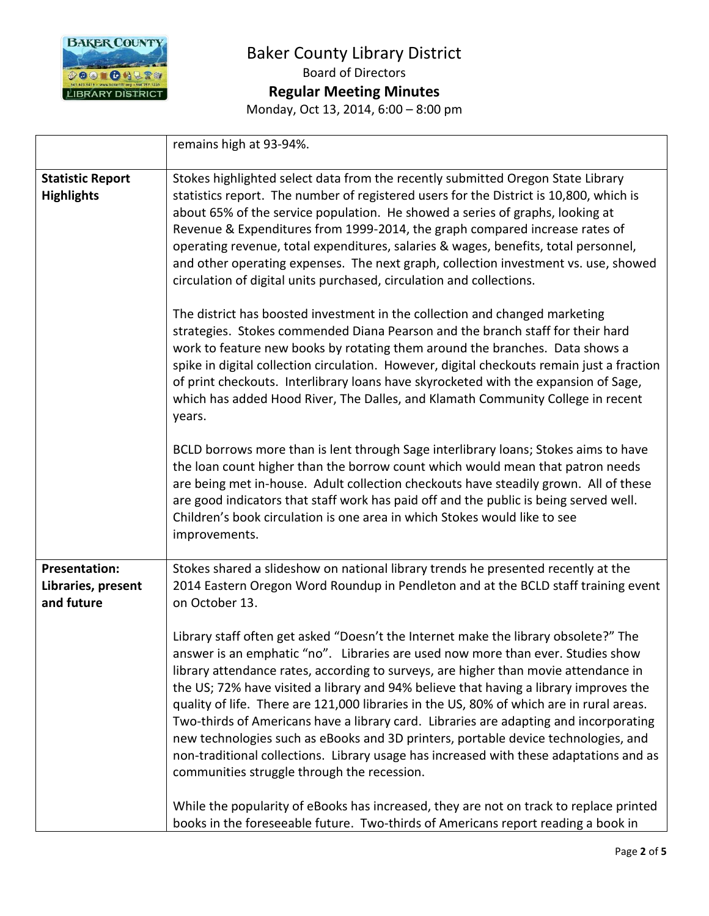| | |
|---|---|
| | remains high at 93-94%. |
| **Statistic Report Highlights** | Stokes highlighted select data from the recently submitted Oregon State Library statistics report. The number of registered users for the District is 10,800, which is about 65% of the service population. He showed a series of graphs, looking at Revenue & Expenditures from 1999-2014, the graph compared increase rates of operating revenue, total expenditures, salaries & wages, benefits, total personnel, and other operating expenses. The next graph, collection investment vs. use, showed circulation of digital units purchased, circulation and collections.<br><br>The district has boosted investment in the collection and changed marketing strategies. Stokes commended Diana Pearson and the branch staff for their hard work to feature new books by rotating them around the branches. Data shows a spike in digital collection circulation. However, digital checkouts remain just a fraction of print checkouts. Interlibrary loans have skyrocketed with the expansion of Sage, which has added Hood River, The Dalles, and Klamath Community College in recent years.<br><br>BCLD borrows more than is lent through Sage interlibrary loans; Stokes aims to have the loan count higher than the borrow count which would mean that patron needs are being met in-house. Adult collection checkouts have steadily grown. All of these are good indicators that staff work has paid off and the public is being served well. Children's book circulation is one area in which Stokes would like to see improvements. |
| **Presentation: Libraries, present and future** | Stokes shared a slideshow on national library trends he presented recently at the 2014 Eastern Oregon Word Roundup in Pendleton and at the BCLD staff training event on October 13.<br><br>Library staff often get asked "Doesn't the Internet make the library obsolete?" The answer is an emphatic "no". Libraries are used now more than ever. Studies show library attendance rates, according to surveys, are higher than movie attendance in the US; 72% have visited a library and 94% believe that having a library improves the quality of life. There are 121,000 libraries in the US, 80% of which are in rural areas. Two-thirds of Americans have a library card. Libraries are adapting and incorporating new technologies such as eBooks and 3D printers, portable device technologies, and non-traditional collections. Library usage has increased with these adaptations and as communities struggle through the recession.<br><br>While the popularity of eBooks has increased, they are not on track to replace printed books in the foreseeable future. Two-thirds of Americans report reading a book in |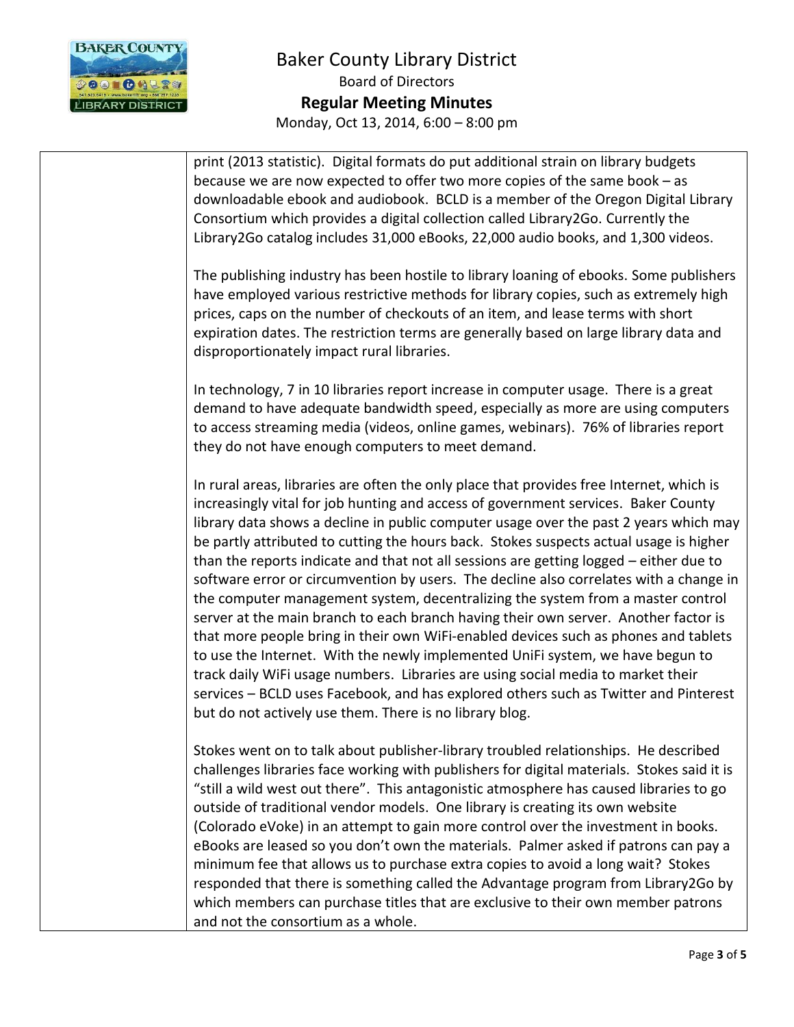print (2013 statistic). Digital formats do put additional strain on library budgets because we are now expected to offer two more copies of the same book – as downloadable ebook and audiobook. BCLD is a member of the Oregon Digital Library Consortium which provides a digital collection called Library2Go. Currently the Library2Go catalog includes 31,000 eBooks, 22,000 audio books, and 1,300 videos.

The publishing industry has been hostile to library loaning of ebooks. Some publishers have employed various restrictive methods for library copies, such as extremely high prices, caps on the number of checkouts of an item, and lease terms with short expiration dates. The restriction terms are generally based on large library data and disproportionately impact rural libraries.

In technology, 7 in 10 libraries report increase in computer usage. There is a great demand to have adequate bandwidth speed, especially as more are using computers to access streaming media (videos, online games, webinars). 76% of libraries report they do not have enough computers to meet demand.

In rural areas, libraries are often the only place that provides free Internet, which is increasingly vital for job hunting and access of government services. Baker County library data shows a decline in public computer usage over the past 2 years which may be partly attributed to cutting the hours back. Stokes suspects actual usage is higher than the reports indicate and that not all sessions are getting logged – either due to software error or circumvention by users. The decline also correlates with a change in the computer management system, decentralizing the system from a master control server at the main branch to each branch having their own server. Another factor is that more people bring in their own WiFi-enabled devices such as phones and tablets to use the Internet. With the newly implemented UniFi system, we have begun to track daily WiFi usage numbers. Libraries are using social media to market their services – BCLD uses Facebook, and has explored others such as Twitter and Pinterest but do not actively use them. There is no library blog.

Stokes went on to talk about publisher-library troubled relationships. He described challenges libraries face working with publishers for digital materials. Stokes said it is "still a wild west out there". This antagonistic atmosphere has caused libraries to go outside of traditional vendor models. One library is creating its own website (Colorado eVoke) in an attempt to gain more control over the investment in books. eBooks are leased so you don't own the materials. Palmer asked if patrons can pay a minimum fee that allows us to purchase extra copies to avoid a long wait? Stokes responded that there is something called the Advantage program from Library2Go by which members can purchase titles that are exclusive to their own member patrons and not the consortium as a whole.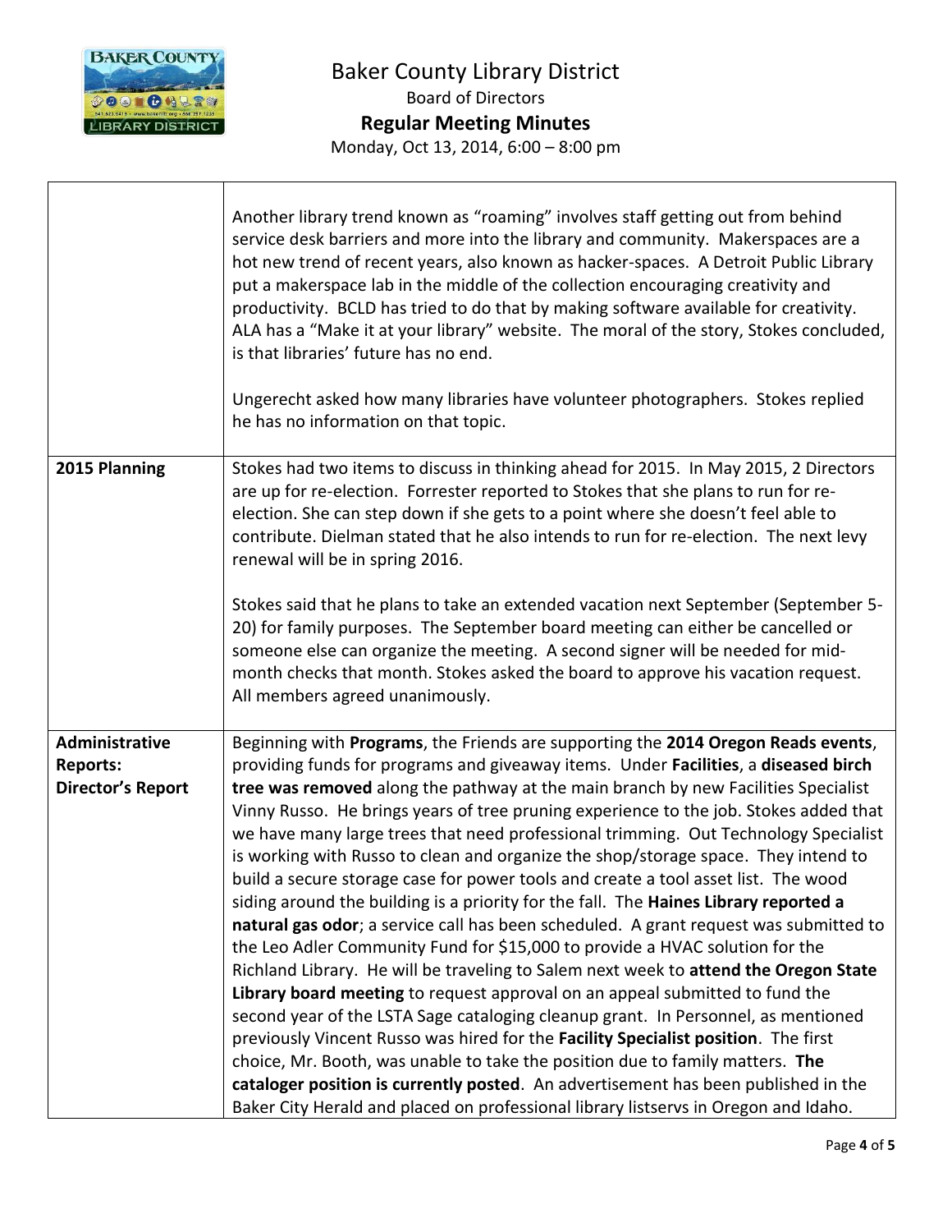| | |
|---|---|
| | Another library trend known as "roaming" involves staff getting out from behind service desk barriers and more into the library and community. Makerspaces are a hot new trend of recent years, also known as hacker-spaces. A Detroit Public Library put a makerspace lab in the middle of the collection encouraging creativity and productivity. BCLD has tried to do that by making software available for creativity. ALA has a "Make it at your library" website. The moral of the story, Stokes concluded, is that libraries' future has no end.<br><br>Ungerecht asked how many libraries have volunteer photographers. Stokes replied he has no information on that topic. |
| **2015 Planning** | Stokes had two items to discuss in thinking ahead for 2015. In May 2015, 2 Directors are up for re-election. Forrester reported to Stokes that she plans to run for re-election. She can step down if she gets to a point where she doesn't feel able to contribute. Dielman stated that he also intends to run for re-election. The next levy renewal will be in spring 2016.<br><br>Stokes said that he plans to take an extended vacation next September (September 5-20) for family purposes. The September board meeting can either be cancelled or someone else can organize the meeting. A second signer will be needed for mid-month checks that month. Stokes asked the board to approve his vacation request. All members agreed unanimously. |
| **Administrative Reports: Director's Report** | Beginning with **Programs**, the Friends are supporting the **2014 Oregon Reads events**, providing funds for programs and giveaway items. Under **Facilities**, a **diseased birch tree was removed** along the pathway at the main branch by new Facilities Specialist Vinny Russo. He brings years of tree pruning experience to the job. Stokes added that we have many large trees that need professional trimming. Out Technology Specialist is working with Russo to clean and organize the shop/storage space. They intend to build a secure storage case for power tools and create a tool asset list. The wood siding around the building is a priority for the fall. The **Haines Library reported a natural gas odor**; a service call has been scheduled. A grant request was submitted to the Leo Adler Community Fund for $15,000 to provide a HVAC solution for the Richland Library. He will be traveling to Salem next week to **attend the Oregon State Library board meeting** to request approval on an appeal submitted to fund the second year of the LSTA Sage cataloging cleanup grant. In Personnel, as mentioned previously Vincent Russo was hired for the **Facility Specialist position**. The first choice, Mr. Booth, was unable to take the position due to family matters. **The cataloger position is currently posted**. An advertisement has been published in the Baker City Herald and placed on professional library listservs in Oregon and Idaho. |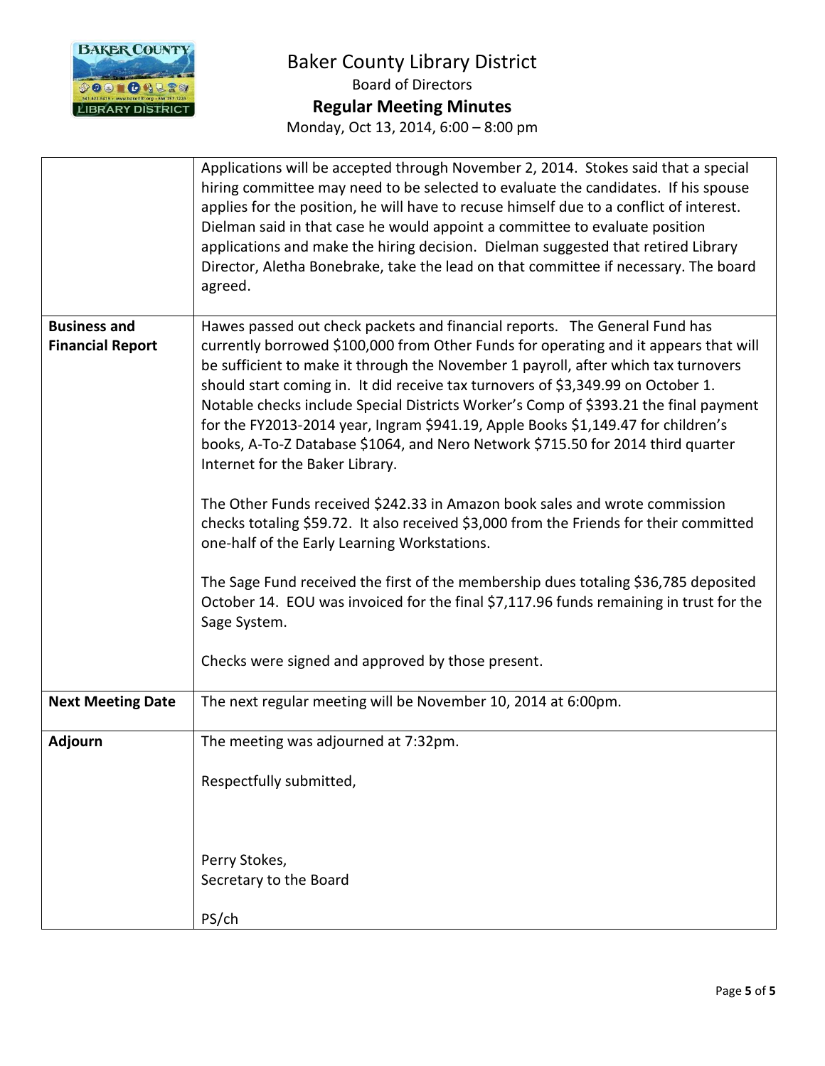# Baker County Library District

Board of Directors

**Regular Meeting Minutes**

Monday, Oct 13, 2014, 6:00 – 8:00 pm

| | |
|---|---|
| | Applications will be accepted through November 2, 2014. Stokes said that a special hiring committee may need to be selected to evaluate the candidates. If his spouse applies for the position, he will have to recuse himself due to a conflict of interest. Dielman said in that case he would appoint a committee to evaluate position applications and make the hiring decision. Dielman suggested that retired Library Director, Aletha Bonebrake, take the lead on that committee if necessary. The board agreed. |
| **Business and Financial Report** | Hawes passed out check packets and financial reports. The General Fund has currently borrowed $100,000 from Other Funds for operating and it appears that will be sufficient to make it through the November 1 payroll, after which tax turnovers should start coming in. It did receive tax turnovers of $3,349.99 on October 1. Notable checks include Special Districts Worker's Comp of $393.21 the final payment for the FY2013-2014 year, Ingram $941.19, Apple Books $1,149.47 for children's books, A-To-Z Database $1064, and Nero Network $715.50 for 2014 third quarter Internet for the Baker Library.<br><br>The Other Funds received $242.33 in Amazon book sales and wrote commission checks totaling $59.72. It also received $3,000 from the Friends for their committed one-half of the Early Learning Workstations.<br><br>The Sage Fund received the first of the membership dues totaling $36,785 deposited October 14. EOU was invoiced for the final $7,117.96 funds remaining in trust for the Sage System.<br><br>Checks were signed and approved by those present. |
| **Next Meeting Date** | The next regular meeting will be November 10, 2014 at 6:00pm. |
| **Adjourn** | The meeting was adjourned at 7:32pm.<br><br>Respectfully submitted,<br><br>Perry Stokes,<br>Secretary to the Board<br><br>PS/ch |